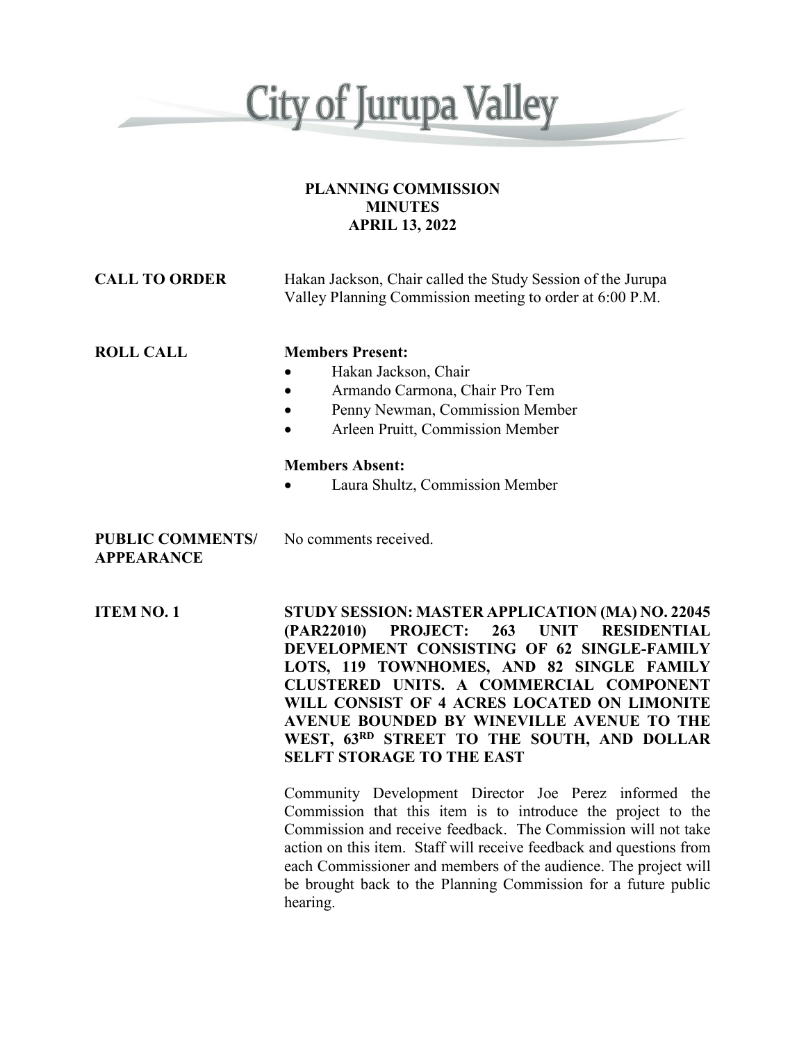# City of Jurupa Valley

**PLANNING COMMISSION**
**MINUTES**
**APRIL 13, 2022**

**CALL TO ORDER**

Hakan Jackson, Chair called the Study Session of the Jurupa Valley Planning Commission meeting to order at 6:00 P.M.

**ROLL CALL**

**Members Present:**

- Hakan Jackson, Chair
- Armando Carmona, Chair Pro Tem
- Penny Newman, Commission Member
- Arleen Pruitt, Commission Member

**Members Absent:**

- Laura Shultz, Commission Member

**PUBLIC COMMENTS/ APPEARANCE**

No comments received.

**ITEM NO. 1**

**STUDY SESSION: MASTER APPLICATION (MA) NO. 22045 (PAR22010) PROJECT: 263 UNIT RESIDENTIAL DEVELOPMENT CONSISTING OF 62 SINGLE-FAMILY LOTS, 119 TOWNHOMES, AND 82 SINGLE FAMILY CLUSTERED UNITS. A COMMERCIAL COMPONENT WILL CONSIST OF 4 ACRES LOCATED ON LIMONITE AVENUE BOUNDED BY WINEVILLE AVENUE TO THE WEST, 63RD STREET TO THE SOUTH, AND DOLLAR SELFT STORAGE TO THE EAST**

Community Development Director Joe Perez informed the Commission that this item is to introduce the project to the Commission and receive feedback. The Commission will not take action on this item. Staff will receive feedback and questions from each Commissioner and members of the audience. The project will be brought back to the Planning Commission for a future public hearing.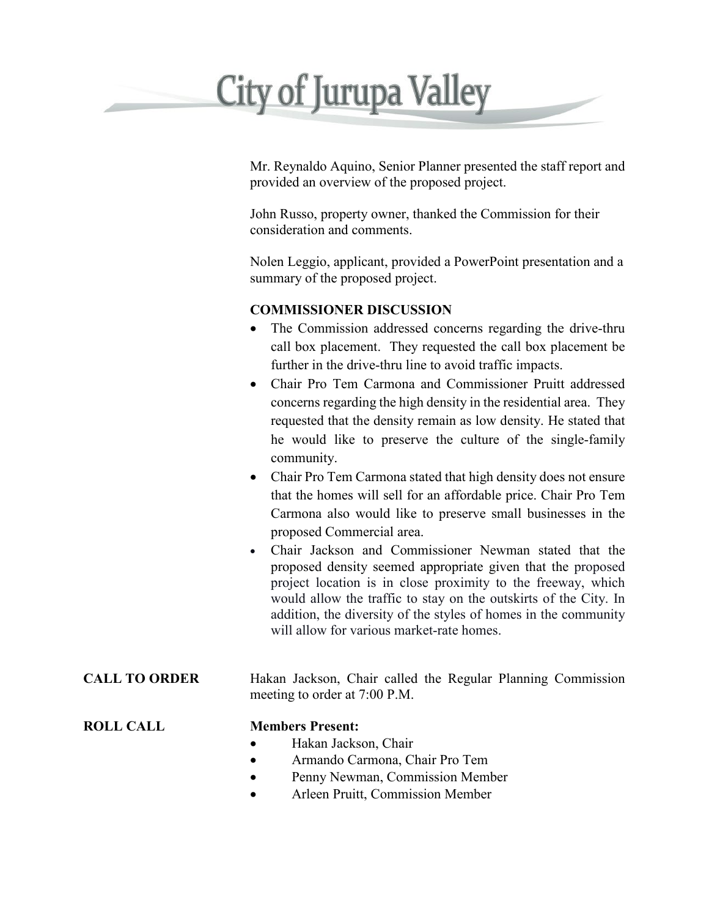Mr. Reynaldo Aquino, Senior Planner presented the staff report and provided an overview of the proposed project.

John Russo, property owner, thanked the Commission for their consideration and comments.

Nolen Leggio, applicant, provided a PowerPoint presentation and a summary of the proposed project.

**COMMISSIONER DISCUSSION**

- The Commission addressed concerns regarding the drive-thru call box placement. They requested the call box placement be further in the drive-thru line to avoid traffic impacts.
- Chair Pro Tem Carmona and Commissioner Pruitt addressed concerns regarding the high density in the residential area. They requested that the density remain as low density. He stated that he would like to preserve the culture of the single-family community.
- Chair Pro Tem Carmona stated that high density does not ensure that the homes will sell for an affordable price. Chair Pro Tem Carmona also would like to preserve small businesses in the proposed Commercial area.
- Chair Jackson and Commissioner Newman stated that the proposed density seemed appropriate given that the proposed project location is in close proximity to the freeway, which would allow the traffic to stay on the outskirts of the City. In addition, the diversity of the styles of homes in the community will allow for various market-rate homes.

**CALL TO ORDER**

Hakan Jackson, Chair called the Regular Planning Commission meeting to order at 7:00 P.M.

**ROLL CALL**

**Members Present:**

- Hakan Jackson, Chair
- Armando Carmona, Chair Pro Tem
- Penny Newman, Commission Member
- Arleen Pruitt, Commission Member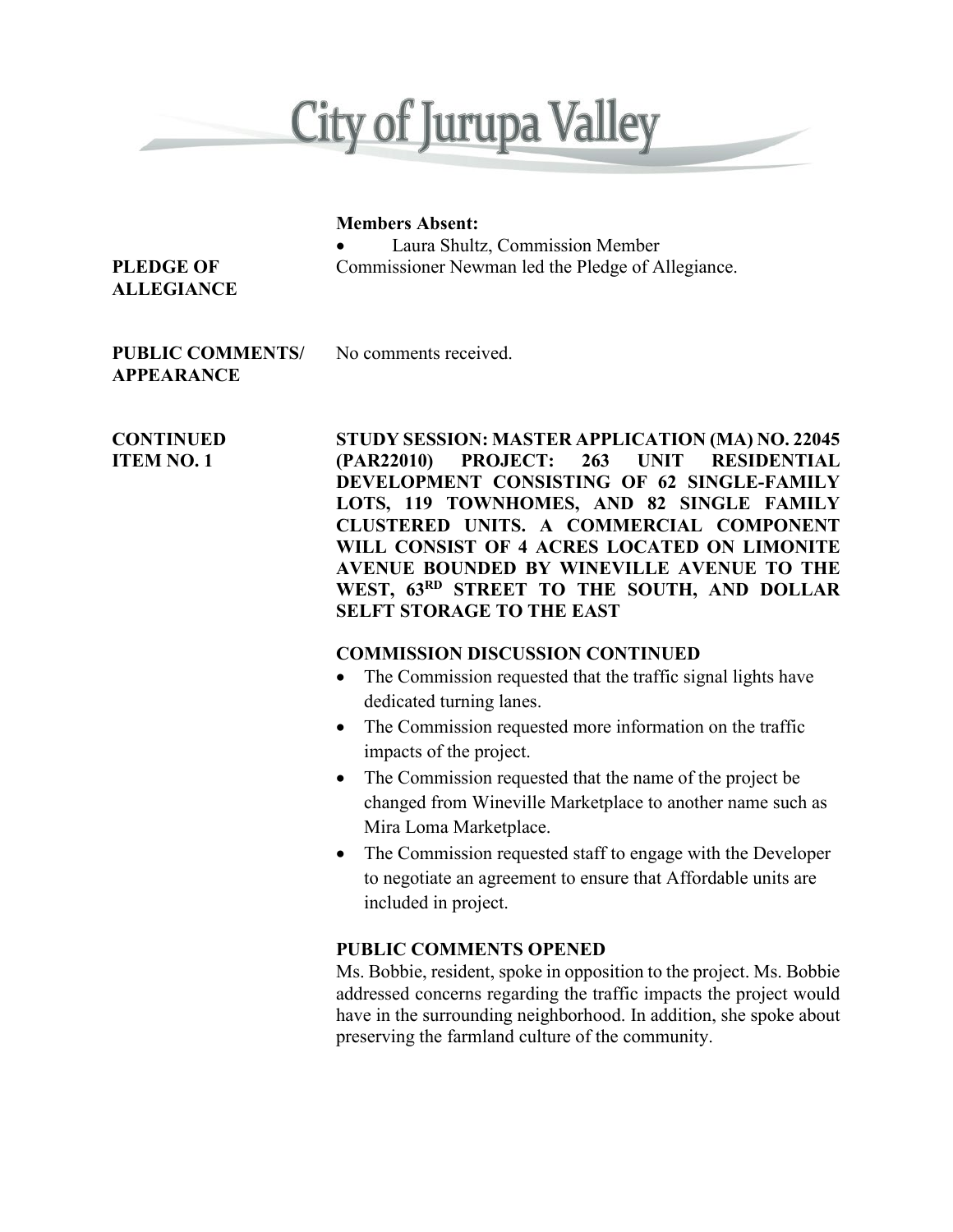**Members Absent:**

- Laura Shultz, Commission Member

**PLEDGE OF ALLEGIANCE**

Commissioner Newman led the Pledge of Allegiance.

**PUBLIC COMMENTS/ APPEARANCE**

No comments received.

**CONTINUED ITEM NO. 1**

**STUDY SESSION: MASTER APPLICATION (MA) NO. 22045 (PAR22010) PROJECT: 263 UNIT RESIDENTIAL DEVELOPMENT CONSISTING OF 62 SINGLE-FAMILY LOTS, 119 TOWNHOMES, AND 82 SINGLE FAMILY CLUSTERED UNITS. A COMMERCIAL COMPONENT WILL CONSIST OF 4 ACRES LOCATED ON LIMONITE AVENUE BOUNDED BY WINEVILLE AVENUE TO THE WEST, 63RD STREET TO THE SOUTH, AND DOLLAR SELFT STORAGE TO THE EAST**

**COMMISSION DISCUSSION CONTINUED**

- The Commission requested that the traffic signal lights have dedicated turning lanes.
- The Commission requested more information on the traffic impacts of the project.
- The Commission requested that the name of the project be changed from Wineville Marketplace to another name such as Mira Loma Marketplace.
- The Commission requested staff to engage with the Developer to negotiate an agreement to ensure that Affordable units are included in project.

**PUBLIC COMMENTS OPENED**

Ms. Bobbie, resident, spoke in opposition to the project. Ms. Bobbie addressed concerns regarding the traffic impacts the project would have in the surrounding neighborhood. In addition, she spoke about preserving the farmland culture of the community.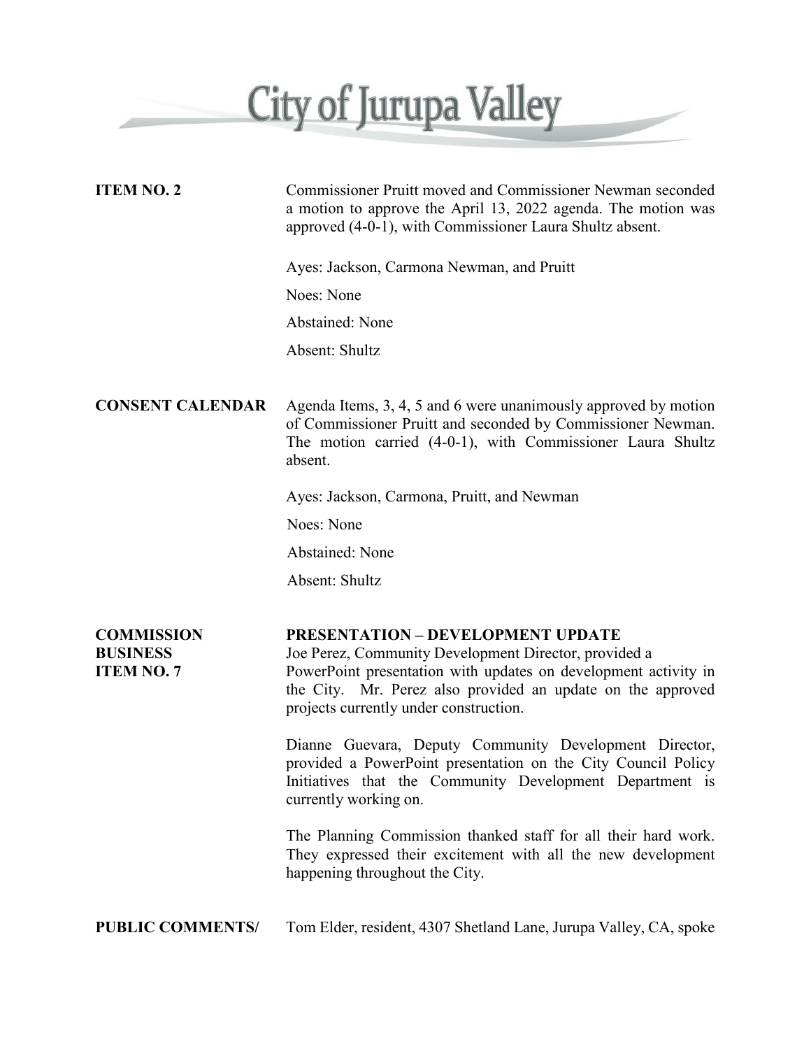# City of Jurupa Valley

**ITEM NO. 2**

Commissioner Pruitt moved and Commissioner Newman seconded a motion to approve the April 13, 2022 agenda. The motion was approved (4-0-1), with Commissioner Laura Shultz absent.

Ayes: Jackson, Carmona Newman, and Pruitt

Noes: None

Abstained: None

Absent: Shultz

**CONSENT CALENDAR**

Agenda Items, 3, 4, 5 and 6 were unanimously approved by motion of Commissioner Pruitt and seconded by Commissioner Newman. The motion carried (4-0-1), with Commissioner Laura Shultz absent.

Ayes: Jackson, Carmona, Pruitt, and Newman

Noes: None

Abstained: None

Absent: Shultz

**COMMISSION BUSINESS ITEM NO. 7**

**PRESENTATION – DEVELOPMENT UPDATE**

Joe Perez, Community Development Director, provided a PowerPoint presentation with updates on development activity in the City. Mr. Perez also provided an update on the approved projects currently under construction.

Dianne Guevara, Deputy Community Development Director, provided a PowerPoint presentation on the City Council Policy Initiatives that the Community Development Department is currently working on.

The Planning Commission thanked staff for all their hard work. They expressed their excitement with all the new development happening throughout the City.

**PUBLIC COMMENTS/**

Tom Elder, resident, 4307 Shetland Lane, Jurupa Valley, CA, spoke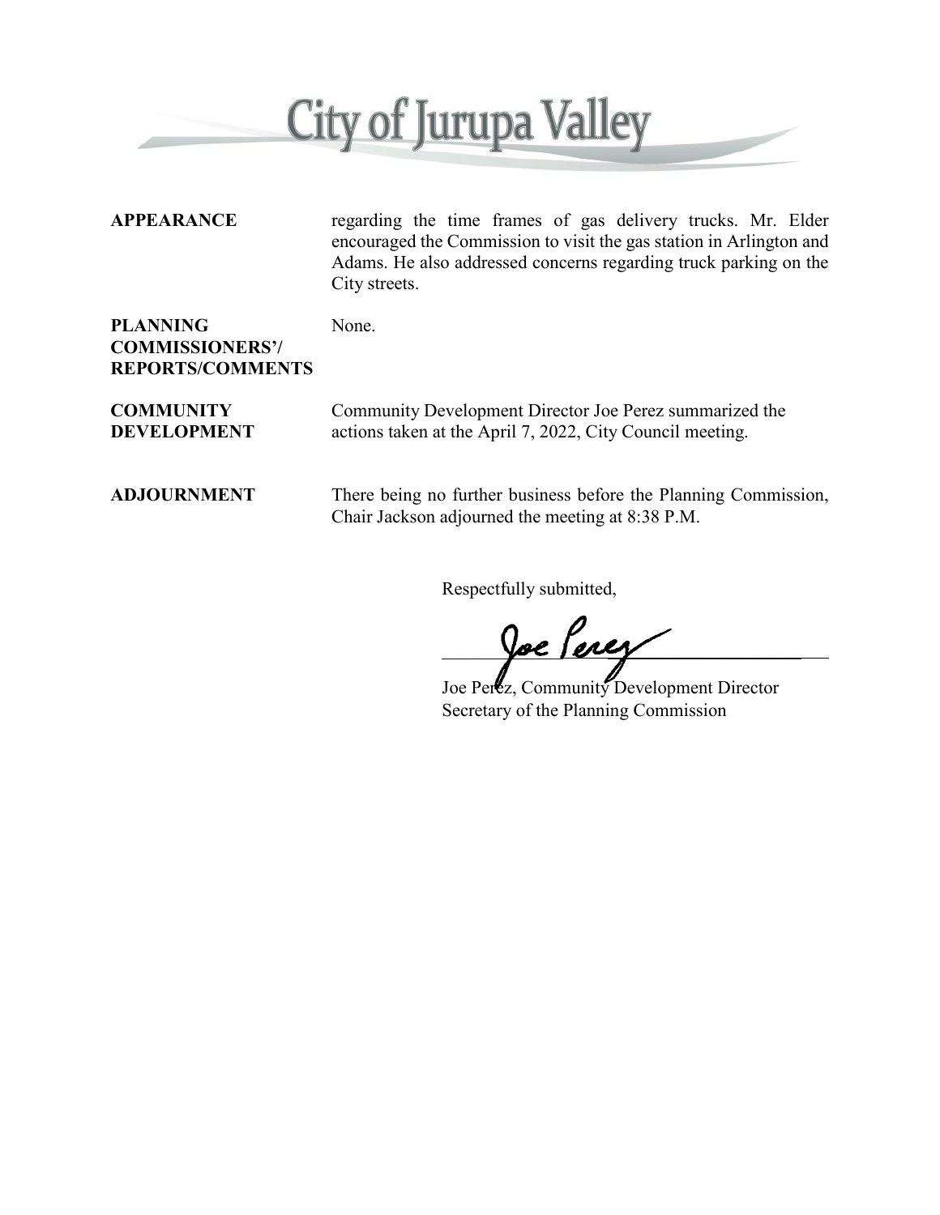**APPEARANCE** regarding the time frames of gas delivery trucks. Mr. Elder encouraged the Commission to visit the gas station in Arlington and Adams. He also addressed concerns regarding truck parking on the City streets.

**PLANNING COMMISSIONERS'/ REPORTS/COMMENTS** None.

**COMMUNITY DEVELOPMENT** Community Development Director Joe Perez summarized the actions taken at the April 7, 2022, City Council meeting.

**ADJOURNMENT** There being no further business before the Planning Commission, Chair Jackson adjourned the meeting at 8:38 P.M.

Respectfully submitted,

Joe Perez, Community Development Director
Secretary of the Planning Commission